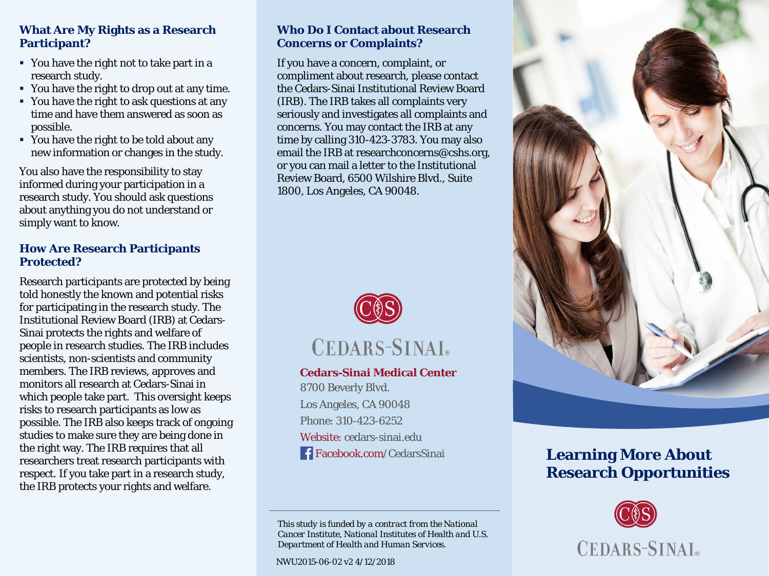## What Are My Rights as a Research Participant?

- You have the right not to take part in a research study.
- You have the right to drop out at any time.
- You have the right to ask questions at any time and have them answered as soon as possible.
- You have the right to be told about any new information or changes in the study.

You also have the responsibility to stay informed during your participation in a research study. You should ask questions about anything you do not understand or simply want to know.

## How Are Research Participants Protected?

Research participants are protected by being told honestly the known and potential risks for participating in the research study. The Institutional Review Board (IRB) at Cedars-Sinai protects the rights and welfare of people in research studies. The IRB includes scientists, non-scientists and community members. The IRB reviews, approves and monitors all research at Cedars-Sinai in which people take part. This oversight keeps risks to research participants as low as possible. The IRB also keeps track of ongoing studies to make sure they are being done in the right way. The IRB requires that all researchers treat research participants with respect. If you take part in a research study, the IRB protects your rights and welfare.

## Who Do I Contact about Research Concerns or Complaints?

If you have a concern, complaint, or compliment about research, please contact the Cedars-Sinai Institutional Review Board (IRB). The IRB takes all complaints very seriously and investigates all complaints and concerns. You may contact the IRB at any time by calling 310-423-3783. You may also email the IRB at researchconcerns@cshs.org, or you can mail a letter to the Institutional Review Board, 6500 Wilshire Blvd., Suite 1800, Los Angeles, CA 90048.

CEDARS-SINAI

**Cedars-Sinai Medical Center**
8700 Beverly Blvd.
Los Angeles, CA 90048
Phone: 310-423-6252
Website: cedars-sinai.edu
Facebook.com/CedarsSinai

*This study is funded by a contract from the National Cancer Institute, National Institutes of Health and U.S. Department of Health and Human Services.*

NWU2015-06-02 v2 4/12/2018

# Learning More About Research Opportunities

CEDARS-SINAI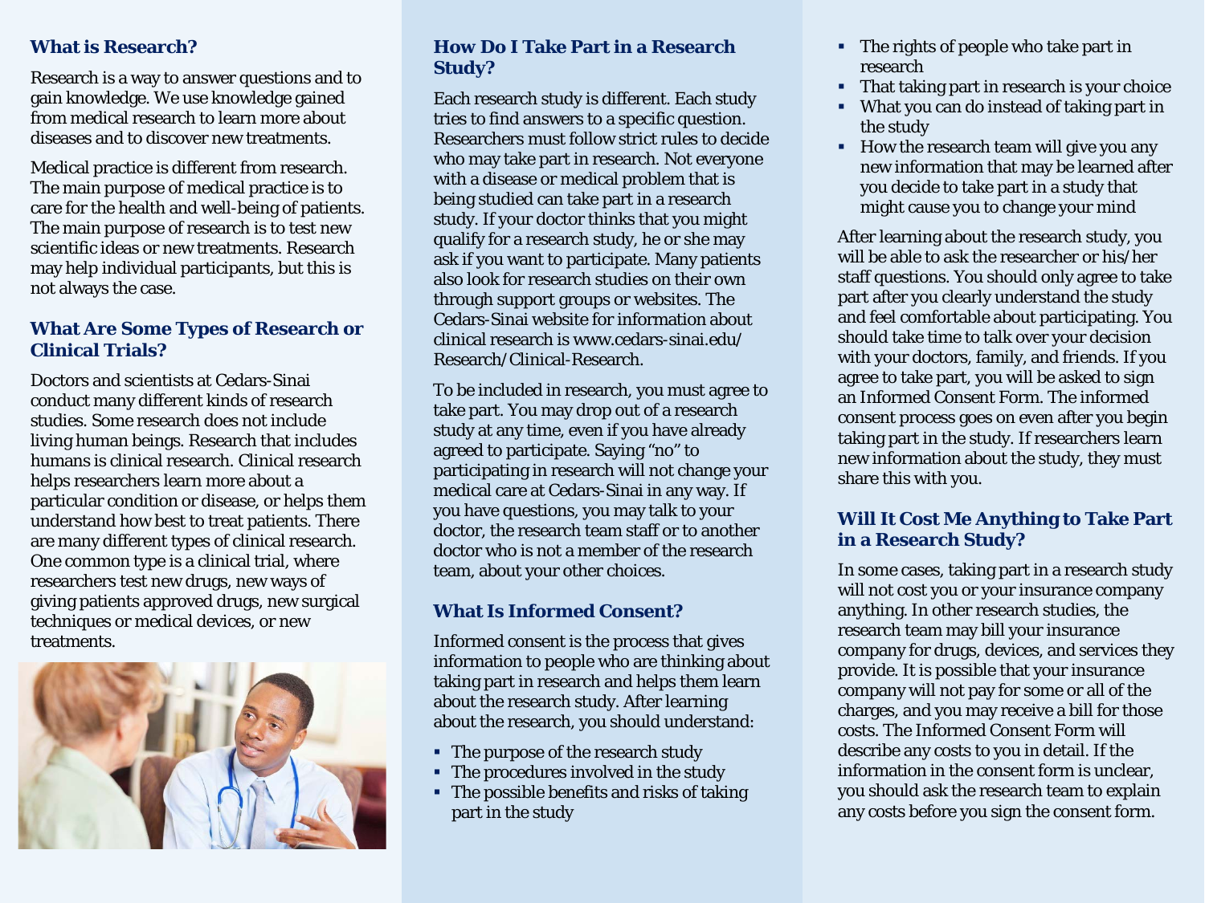## What is Research?

Research is a way to answer questions and to gain knowledge. We use knowledge gained from medical research to learn more about diseases and to discover new treatments.

Medical practice is different from research. The main purpose of medical practice is to care for the health and well-being of patients. The main purpose of research is to test new scientific ideas or new treatments. Research may help individual participants, but this is not always the case.

## What Are Some Types of Research or Clinical Trials?

Doctors and scientists at Cedars-Sinai conduct many different kinds of research studies. Some research does not include living human beings. Research that includes humans is clinical research. Clinical research helps researchers learn more about a particular condition or disease, or helps them understand how best to treat patients. There are many different types of clinical research. One common type is a clinical trial, where researchers test new drugs, new ways of giving patients approved drugs, new surgical techniques or medical devices, or new treatments.

## How Do I Take Part in a Research Study?

Each research study is different. Each study tries to find answers to a specific question. Researchers must follow strict rules to decide who may take part in research. Not everyone with a disease or medical problem that is being studied can take part in a research study. If your doctor thinks that you might qualify for a research study, he or she may ask if you want to participate. Many patients also look for research studies on their own through support groups or websites. The Cedars-Sinai website for information about clinical research is www.cedars-sinai.edu/Research/Clinical-Research.

To be included in research, you must agree to take part. You may drop out of a research study at any time, even if you have already agreed to participate. Saying "no" to participating in research will not change your medical care at Cedars-Sinai in any way. If you have questions, you may talk to your doctor, the research team staff or to another doctor who is not a member of the research team, about your other choices.

## What Is Informed Consent?

Informed consent is the process that gives information to people who are thinking about taking part in research and helps them learn about the research study. After learning about the research, you should understand:

- The purpose of the research study
- The procedures involved in the study
- The possible benefits and risks of taking part in the study
- The rights of people who take part in research
- That taking part in research is your choice
- What you can do instead of taking part in the study
- How the research team will give you any new information that may be learned after you decide to take part in a study that might cause you to change your mind

After learning about the research study, you will be able to ask the researcher or his/her staff questions. You should only agree to take part after you clearly understand the study and feel comfortable about participating. You should take time to talk over your decision with your doctors, family, and friends. If you agree to take part, you will be asked to sign an Informed Consent Form. The informed consent process goes on even after you begin taking part in the study. If researchers learn new information about the study, they must share this with you.

## Will It Cost Me Anything to Take Part in a Research Study?

In some cases, taking part in a research study will not cost you or your insurance company anything. In other research studies, the research team may bill your insurance company for drugs, devices, and services they provide. It is possible that your insurance company will not pay for some or all of the charges, and you may receive a bill for those costs. The Informed Consent Form will describe any costs to you in detail. If the information in the consent form is unclear, you should ask the research team to explain any costs before you sign the consent form.